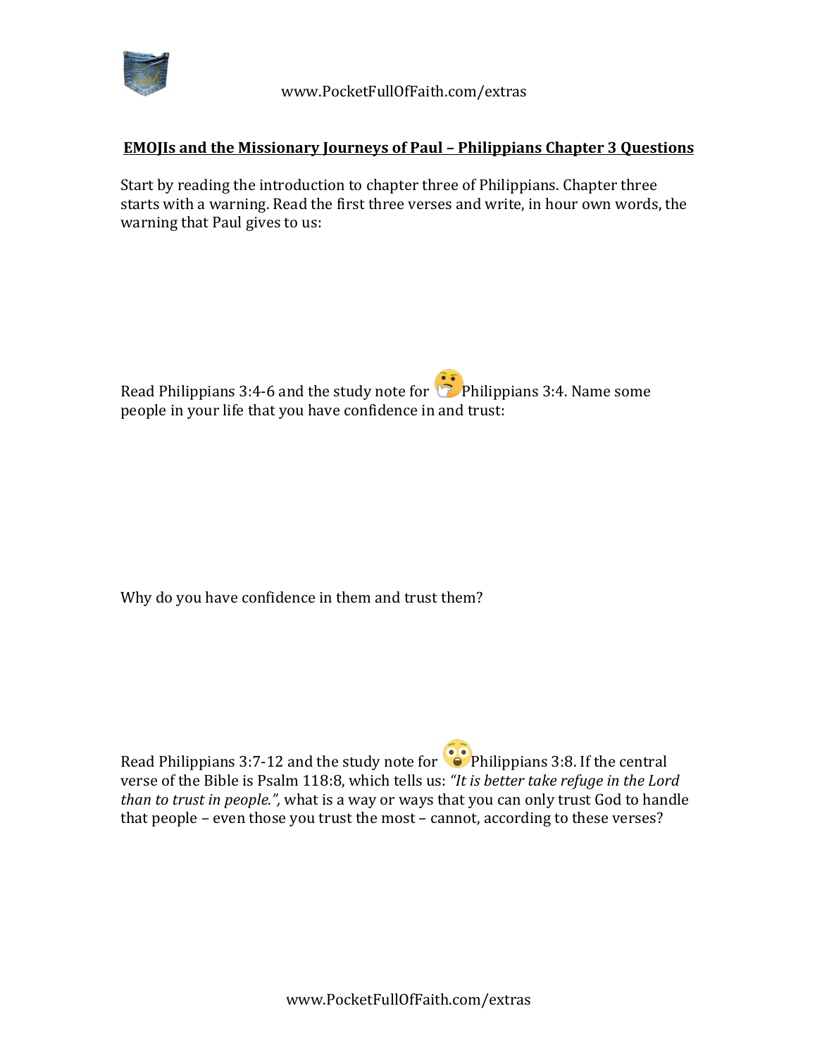**EMOJIs and the Missionary Journeys of Paul – Philippians Chapter 3 Questions**

Start by reading the introduction to chapter three of Philippians. Chapter three starts with a warning. Read the first three verses and write, in hour own words, the warning that Paul gives to us:

Read Philippians 3:4-6 and the study note for 🤔Philippians 3:4. Name some people in your life that you have confidence in and trust:

Why do you have confidence in them and trust them?

Read Philippians 3:7-12 and the study note for 😲Philippians 3:8. If the central verse of the Bible is Psalm 118:8, which tells us: *"It is better take refuge in the Lord than to trust in people.",* what is a way or ways that you can only trust God to handle that people – even those you trust the most – cannot, according to these verses?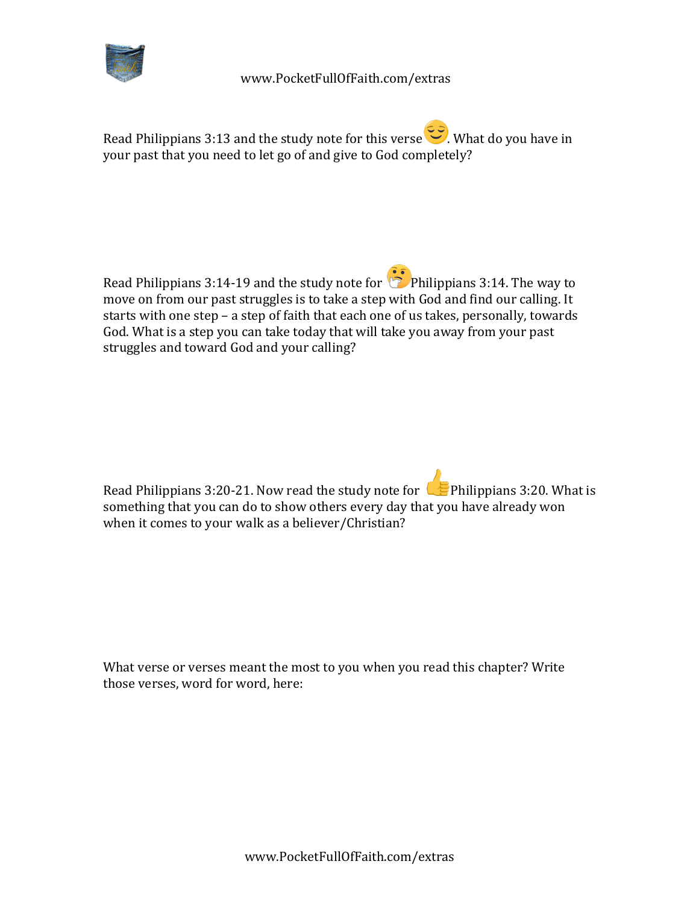Read Philippians 3:13 and the study note for this verse 😌. What do you have in your past that you need to let go of and give to God completely?

Read Philippians 3:14-19 and the study note for 🤔 Philippians 3:14. The way to move on from our past struggles is to take a step with God and find our calling. It starts with one step – a step of faith that each one of us takes, personally, towards God. What is a step you can take today that will take you away from your past struggles and toward God and your calling?

Read Philippians 3:20-21. Now read the study note for 👍 Philippians 3:20. What is something that you can do to show others every day that you have already won when it comes to your walk as a believer/Christian?

What verse or verses meant the most to you when you read this chapter? Write those verses, word for word, here: